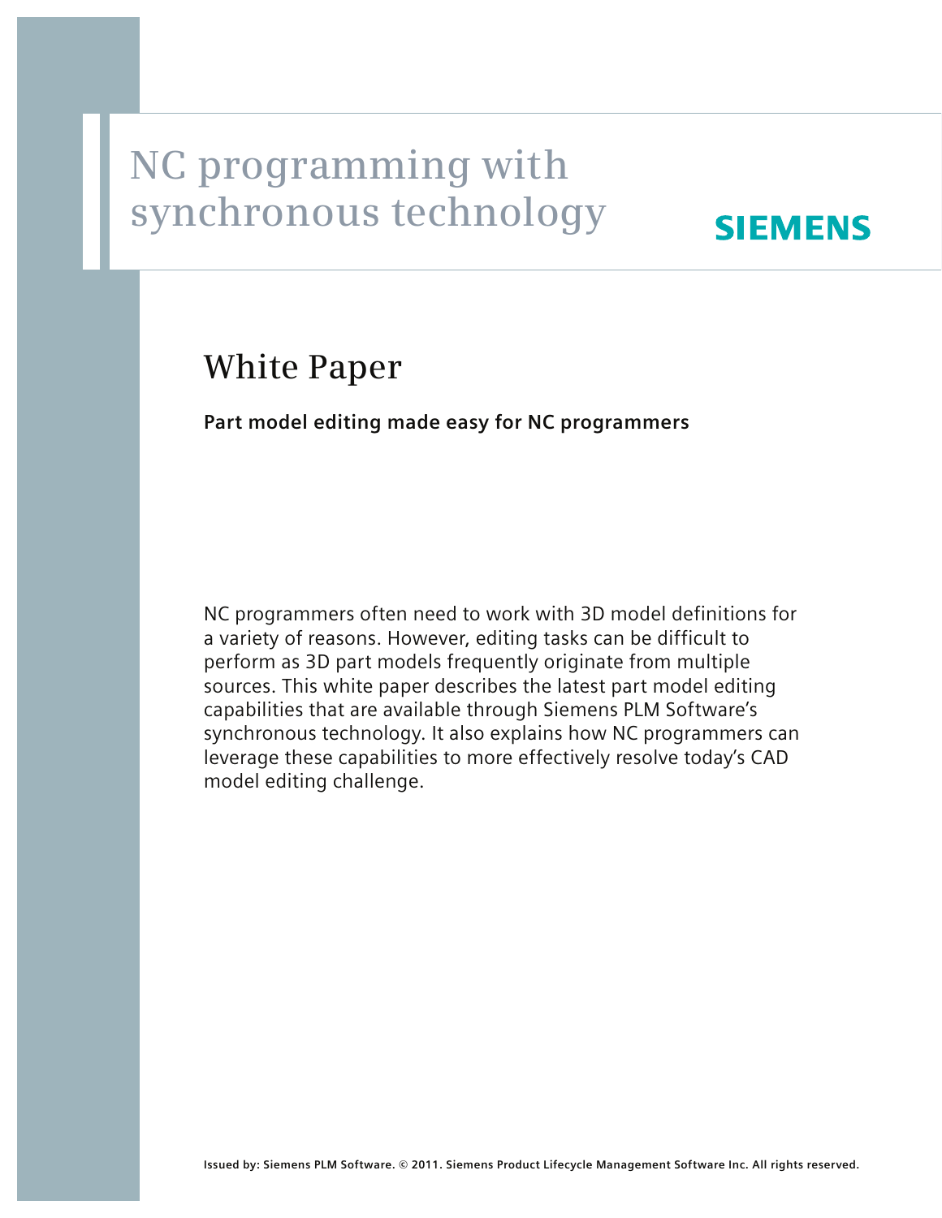# NC programming with synchronous technology

SIEMENS

## White Paper

**Part model editing made easy for NC programmers**

NC programmers often need to work with 3D model definitions for a variety of reasons. However, editing tasks can be difficult to perform as 3D part models frequently originate from multiple sources. This white paper describes the latest part model editing capabilities that are available through Siemens PLM Software's synchronous technology. It also explains how NC programmers can leverage these capabilities to more effectively resolve today's CAD model editing challenge.

**Issued by: Siemens PLM Software. © 2011. Siemens Product Lifecycle Management Software Inc. All rights reserved.**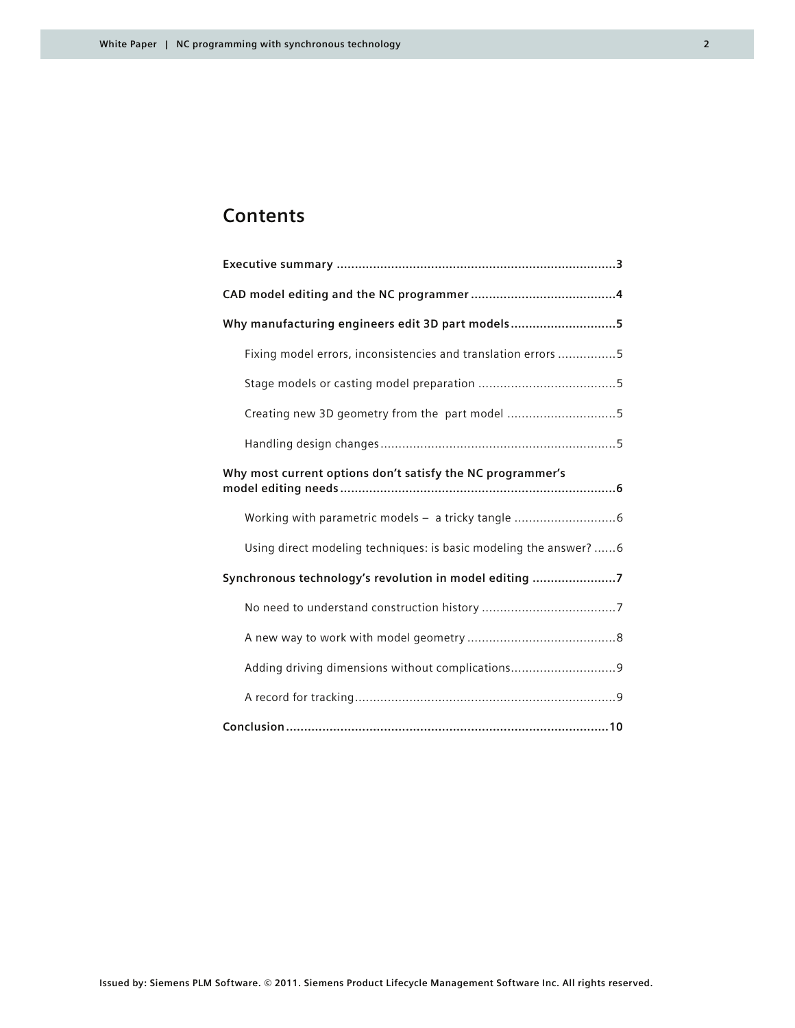## Contents

**Executive summary** ............................................................................**3**

**CAD model editing and the NC programmer**........................................**4**

**Why manufacturing engineers edit 3D part models**............................**5**

- Fixing model errors, inconsistencies and translation errors ................5
- Stage models or casting model preparation ......................................5
- Creating new 3D geometry from the part model ..............................5
- Handling design changes.................................................................5

**Why most current options don't satisfy the NC programmer's model editing needs**...........................................................................**6**

- Working with parametric models – a tricky tangle ............................6
- Using direct modeling techniques: is basic modeling the answer? ......6

**Synchronous technology's revolution in model editing** .......................**7**

- No need to understand construction history .....................................7
- A new way to work with model geometry .........................................8
- Adding driving dimensions without complications.............................9
- A record for tracking........................................................................9

**Conclusion**.........................................................................................**10**

Issued by: Siemens PLM Software. © 2011. Siemens Product Lifecycle Management Software Inc. All rights reserved.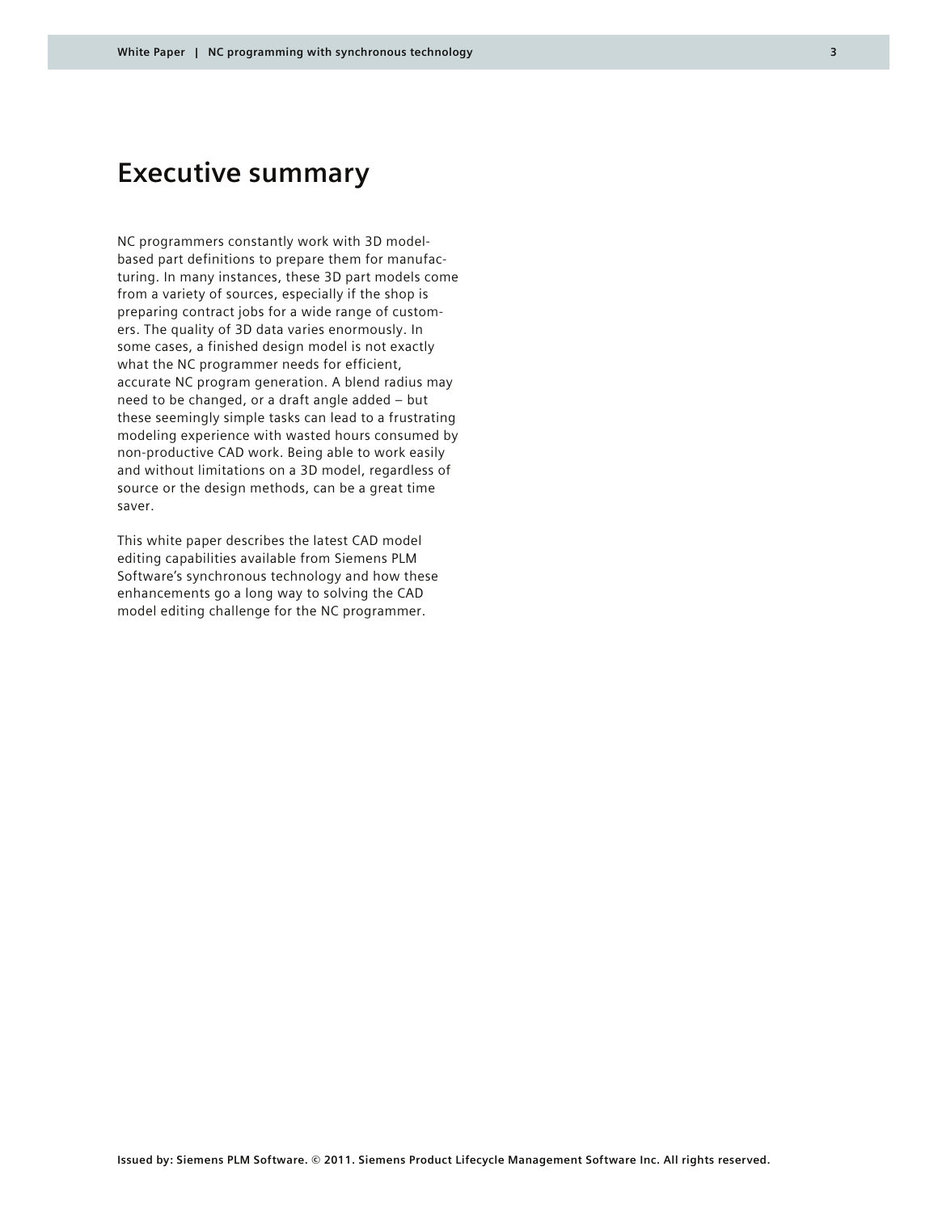# Executive summary

NC programmers constantly work with 3D model-based part definitions to prepare them for manufacturing. In many instances, these 3D part models come from a variety of sources, especially if the shop is preparing contract jobs for a wide range of customers. The quality of 3D data varies enormously. In some cases, a finished design model is not exactly what the NC programmer needs for efficient, accurate NC program generation. A blend radius may need to be changed, or a draft angle added – but these seemingly simple tasks can lead to a frustrating modeling experience with wasted hours consumed by non-productive CAD work. Being able to work easily and without limitations on a 3D model, regardless of source or the design methods, can be a great time saver.

This white paper describes the latest CAD model editing capabilities available from Siemens PLM Software's synchronous technology and how these enhancements go a long way to solving the CAD model editing challenge for the NC programmer.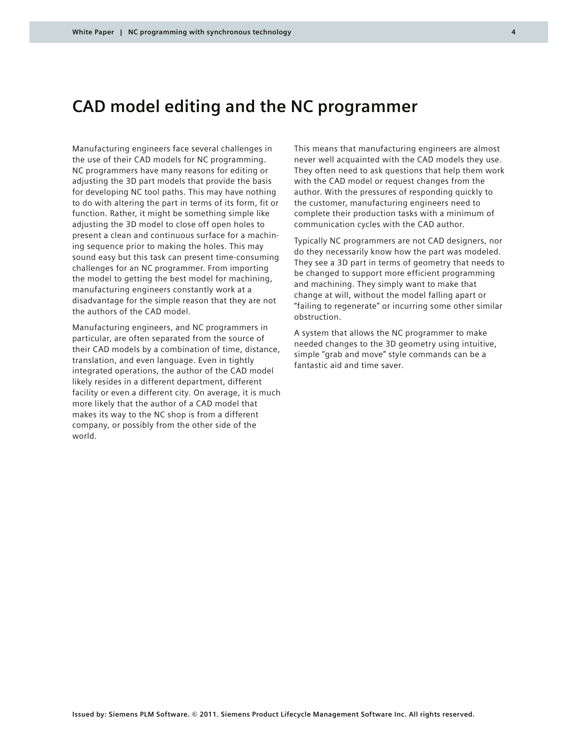# CAD model editing and the NC programmer

Manufacturing engineers face several challenges in the use of their CAD models for NC programming. NC programmers have many reasons for editing or adjusting the 3D part models that provide the basis for developing NC tool paths. This may have nothing to do with altering the part in terms of its form, fit or function. Rather, it might be something simple like adjusting the 3D model to close off open holes to present a clean and continuous surface for a machining sequence prior to making the holes. This may sound easy but this task can present time-consuming challenges for an NC programmer. From importing the model to getting the best model for machining, manufacturing engineers constantly work at a disadvantage for the simple reason that they are not the authors of the CAD model.

Manufacturing engineers, and NC programmers in particular, are often separated from the source of their CAD models by a combination of time, distance, translation, and even language. Even in tightly integrated operations, the author of the CAD model likely resides in a different department, different facility or even a different city. On average, it is much more likely that the author of a CAD model that makes its way to the NC shop is from a different company, or possibly from the other side of the world.

This means that manufacturing engineers are almost never well acquainted with the CAD models they use. They often need to ask questions that help them work with the CAD model or request changes from the author. With the pressures of responding quickly to the customer, manufacturing engineers need to complete their production tasks with a minimum of communication cycles with the CAD author.

Typically NC programmers are not CAD designers, nor do they necessarily know how the part was modeled. They see a 3D part in terms of geometry that needs to be changed to support more efficient programming and machining. They simply want to make that change at will, without the model falling apart or "failing to regenerate" or incurring some other similar obstruction.

A system that allows the NC programmer to make needed changes to the 3D geometry using intuitive, simple "grab and move" style commands can be a fantastic aid and time saver.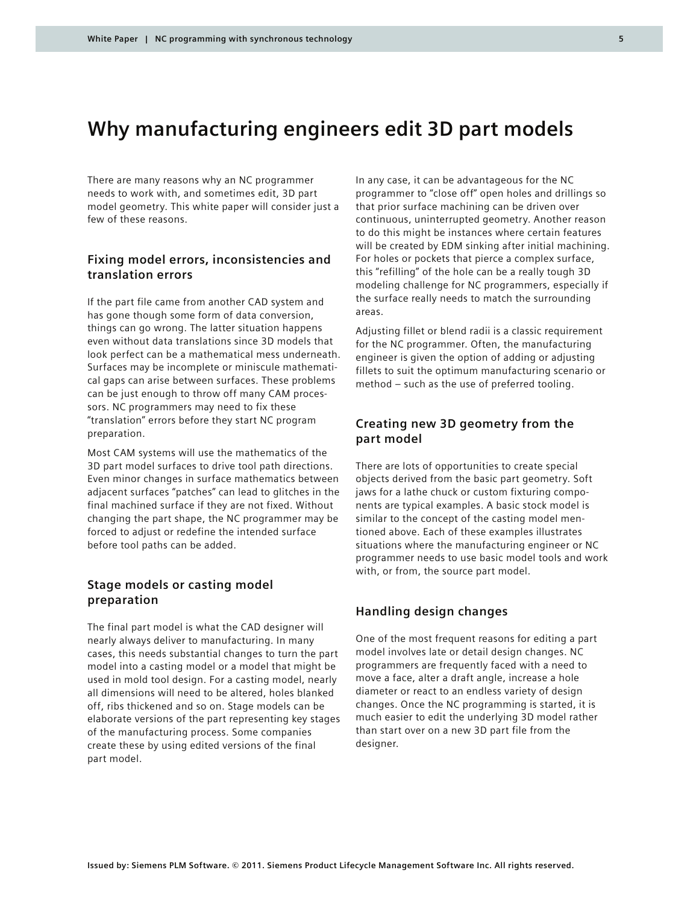# Why manufacturing engineers edit 3D part models

There are many reasons why an NC programmer needs to work with, and sometimes edit, 3D part model geometry. This white paper will consider just a few of these reasons.

## Fixing model errors, inconsistencies and translation errors

If the part file came from another CAD system and has gone though some form of data conversion, things can go wrong. The latter situation happens even without data translations since 3D models that look perfect can be a mathematical mess underneath. Surfaces may be incomplete or miniscule mathematical gaps can arise between surfaces. These problems can be just enough to throw off many CAM processors. NC programmers may need to fix these "translation" errors before they start NC program preparation.

Most CAM systems will use the mathematics of the 3D part model surfaces to drive tool path directions. Even minor changes in surface mathematics between adjacent surfaces "patches" can lead to glitches in the final machined surface if they are not fixed. Without changing the part shape, the NC programmer may be forced to adjust or redefine the intended surface before tool paths can be added.

## Stage models or casting model preparation

The final part model is what the CAD designer will nearly always deliver to manufacturing. In many cases, this needs substantial changes to turn the part model into a casting model or a model that might be used in mold tool design. For a casting model, nearly all dimensions will need to be altered, holes blanked off, ribs thickened and so on. Stage models can be elaborate versions of the part representing key stages of the manufacturing process. Some companies create these by using edited versions of the final part model.

In any case, it can be advantageous for the NC programmer to "close off" open holes and drillings so that prior surface machining can be driven over continuous, uninterrupted geometry. Another reason to do this might be instances where certain features will be created by EDM sinking after initial machining. For holes or pockets that pierce a complex surface, this "refilling" of the hole can be a really tough 3D modeling challenge for NC programmers, especially if the surface really needs to match the surrounding areas.

Adjusting fillet or blend radii is a classic requirement for the NC programmer. Often, the manufacturing engineer is given the option of adding or adjusting fillets to suit the optimum manufacturing scenario or method – such as the use of preferred tooling.

## Creating new 3D geometry from the part model

There are lots of opportunities to create special objects derived from the basic part geometry. Soft jaws for a lathe chuck or custom fixturing components are typical examples. A basic stock model is similar to the concept of the casting model mentioned above. Each of these examples illustrates situations where the manufacturing engineer or NC programmer needs to use basic model tools and work with, or from, the source part model.

## Handling design changes

One of the most frequent reasons for editing a part model involves late or detail design changes. NC programmers are frequently faced with a need to move a face, alter a draft angle, increase a hole diameter or react to an endless variety of design changes. Once the NC programming is started, it is much easier to edit the underlying 3D model rather than start over on a new 3D part file from the designer.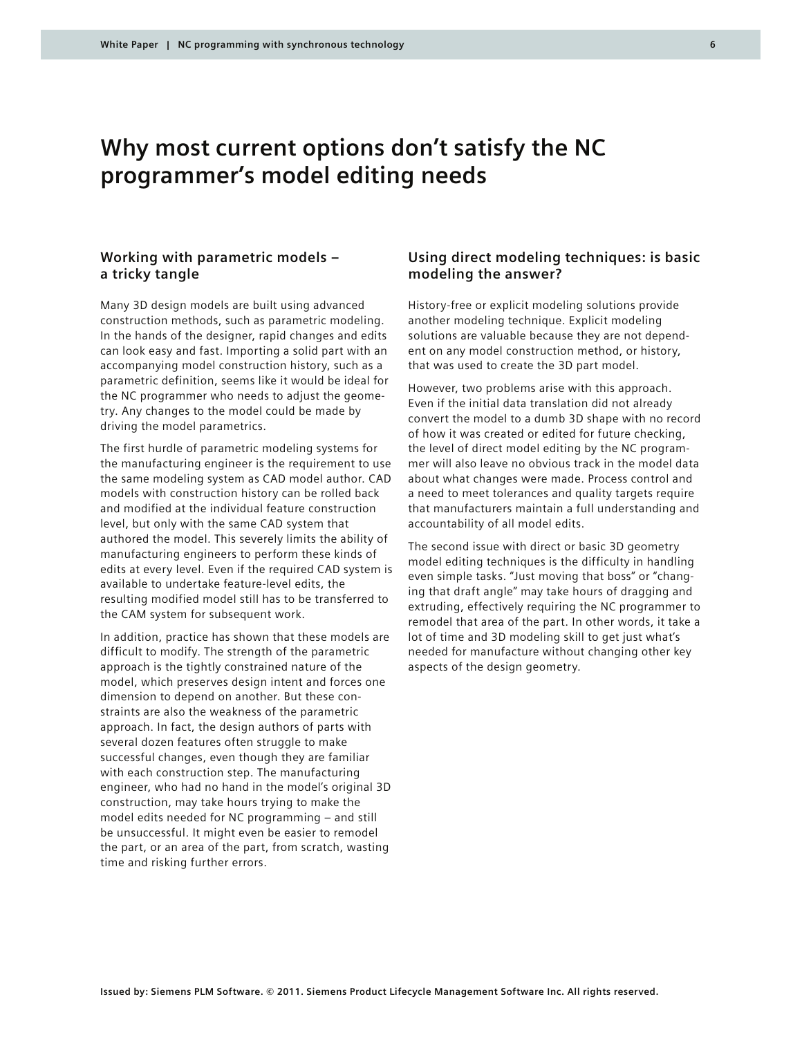# Why most current options don't satisfy the NC programmer's model editing needs

## Working with parametric models – a tricky tangle

Many 3D design models are built using advanced construction methods, such as parametric modeling. In the hands of the designer, rapid changes and edits can look easy and fast. Importing a solid part with an accompanying model construction history, such as a parametric definition, seems like it would be ideal for the NC programmer who needs to adjust the geometry. Any changes to the model could be made by driving the model parametrics.

The first hurdle of parametric modeling systems for the manufacturing engineer is the requirement to use the same modeling system as CAD model author. CAD models with construction history can be rolled back and modified at the individual feature construction level, but only with the same CAD system that authored the model. This severely limits the ability of manufacturing engineers to perform these kinds of edits at every level. Even if the required CAD system is available to undertake feature-level edits, the resulting modified model still has to be transferred to the CAM system for subsequent work.

In addition, practice has shown that these models are difficult to modify. The strength of the parametric approach is the tightly constrained nature of the model, which preserves design intent and forces one dimension to depend on another. But these constraints are also the weakness of the parametric approach. In fact, the design authors of parts with several dozen features often struggle to make successful changes, even though they are familiar with each construction step. The manufacturing engineer, who had no hand in the model's original 3D construction, may take hours trying to make the model edits needed for NC programming – and still be unsuccessful. It might even be easier to remodel the part, or an area of the part, from scratch, wasting time and risking further errors.

## Using direct modeling techniques: is basic modeling the answer?

History-free or explicit modeling solutions provide another modeling technique. Explicit modeling solutions are valuable because they are not dependent on any model construction method, or history, that was used to create the 3D part model.

However, two problems arise with this approach. Even if the initial data translation did not already convert the model to a dumb 3D shape with no record of how it was created or edited for future checking, the level of direct model editing by the NC programmer will also leave no obvious track in the model data about what changes were made. Process control and a need to meet tolerances and quality targets require that manufacturers maintain a full understanding and accountability of all model edits.

The second issue with direct or basic 3D geometry model editing techniques is the difficulty in handling even simple tasks. "Just moving that boss" or "changing that draft angle" may take hours of dragging and extruding, effectively requiring the NC programmer to remodel that area of the part. In other words, it take a lot of time and 3D modeling skill to get just what's needed for manufacture without changing other key aspects of the design geometry.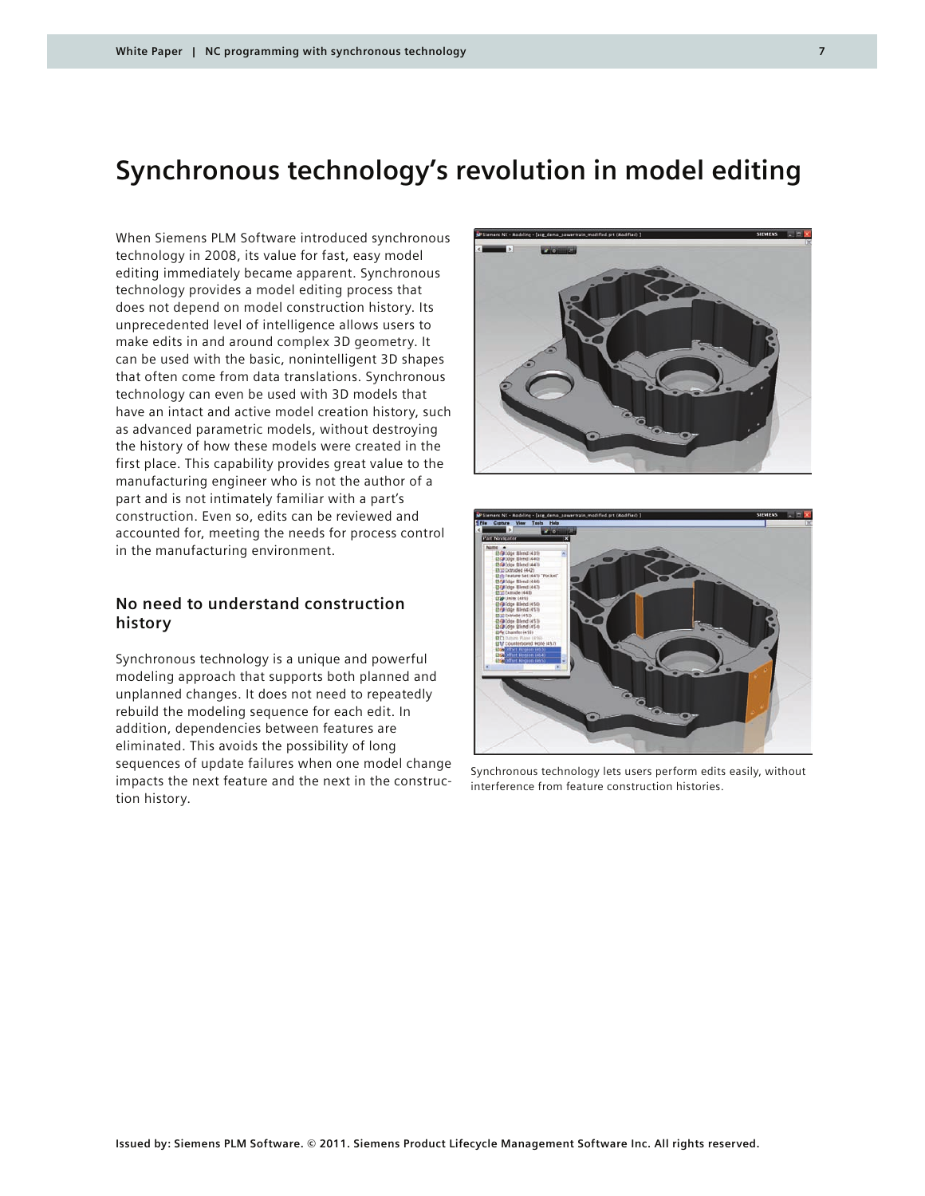# Synchronous technology's revolution in model editing

When Siemens PLM Software introduced synchronous technology in 2008, its value for fast, easy model editing immediately became apparent. Synchronous technology provides a model editing process that does not depend on model construction history. Its unprecedented level of intelligence allows users to make edits in and around complex 3D geometry. It can be used with the basic, nonintelligent 3D shapes that often come from data translations. Synchronous technology can even be used with 3D models that have an intact and active model creation history, such as advanced parametric models, without destroying the history of how these models were created in the first place. This capability provides great value to the manufacturing engineer who is not the author of a part and is not intimately familiar with a part's construction. Even so, edits can be reviewed and accounted for, meeting the needs for process control in the manufacturing environment.

## No need to understand construction history

Synchronous technology is a unique and powerful modeling approach that supports both planned and unplanned changes. It does not need to repeatedly rebuild the modeling sequence for each edit. In addition, dependencies between features are eliminated. This avoids the possibility of long sequences of update failures when one model change impacts the next feature and the next in the construction history.

Synchronous technology lets users perform edits easily, without interference from feature construction histories.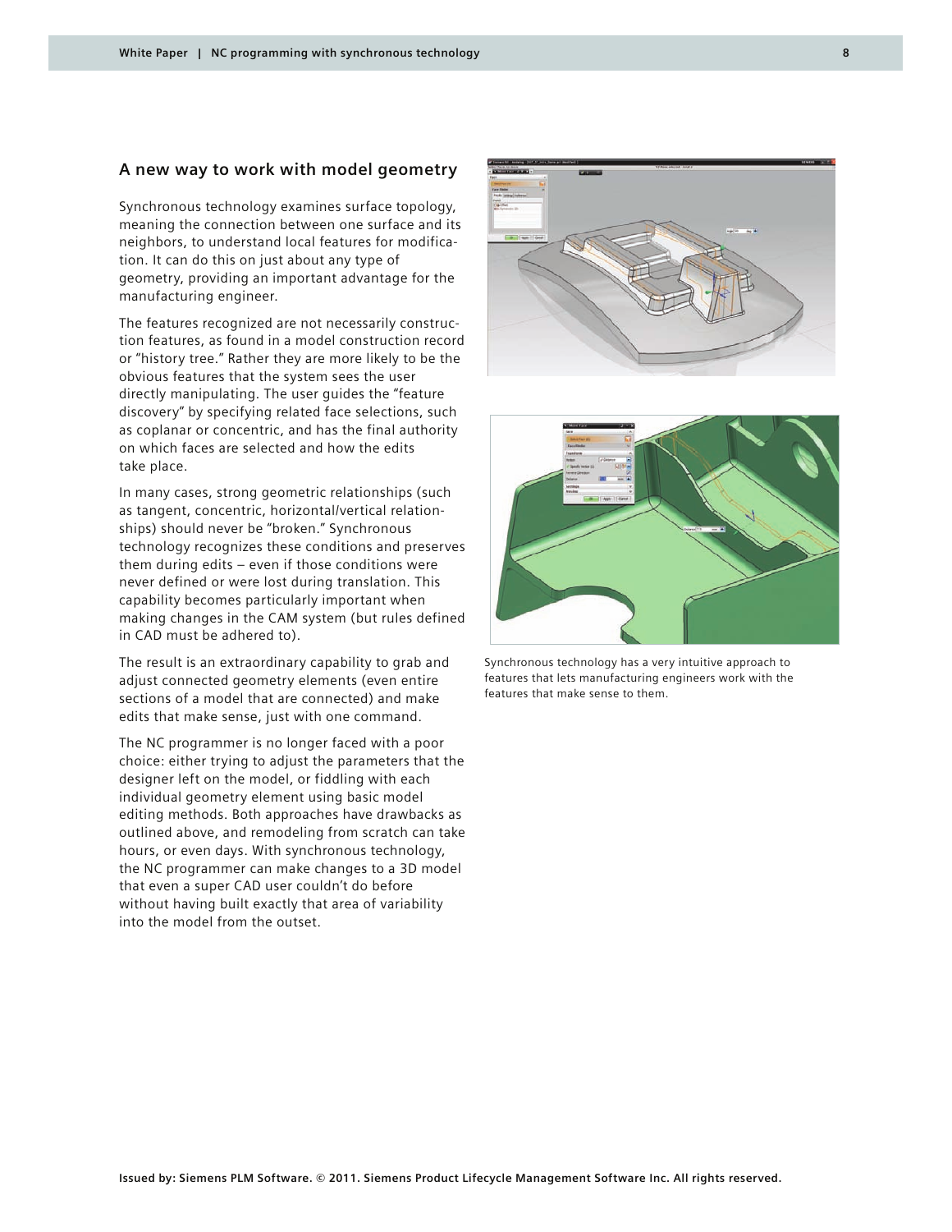## A new way to work with model geometry

Synchronous technology examines surface topology, meaning the connection between one surface and its neighbors, to understand local features for modification. It can do this on just about any type of geometry, providing an important advantage for the manufacturing engineer.

The features recognized are not necessarily construction features, as found in a model construction record or "history tree." Rather they are more likely to be the obvious features that the system sees the user directly manipulating. The user guides the "feature discovery" by specifying related face selections, such as coplanar or concentric, and has the final authority on which faces are selected and how the edits take place.

In many cases, strong geometric relationships (such as tangent, concentric, horizontal/vertical relationships) should never be "broken." Synchronous technology recognizes these conditions and preserves them during edits – even if those conditions were never defined or were lost during translation. This capability becomes particularly important when making changes in the CAM system (but rules defined in CAD must be adhered to).

The result is an extraordinary capability to grab and adjust connected geometry elements (even entire sections of a model that are connected) and make edits that make sense, just with one command.

The NC programmer is no longer faced with a poor choice: either trying to adjust the parameters that the designer left on the model, or fiddling with each individual geometry element using basic model editing methods. Both approaches have drawbacks as outlined above, and remodeling from scratch can take hours, or even days. With synchronous technology, the NC programmer can make changes to a 3D model that even a super CAD user couldn't do before without having built exactly that area of variability into the model from the outset.

Synchronous technology has a very intuitive approach to features that lets manufacturing engineers work with the features that make sense to them.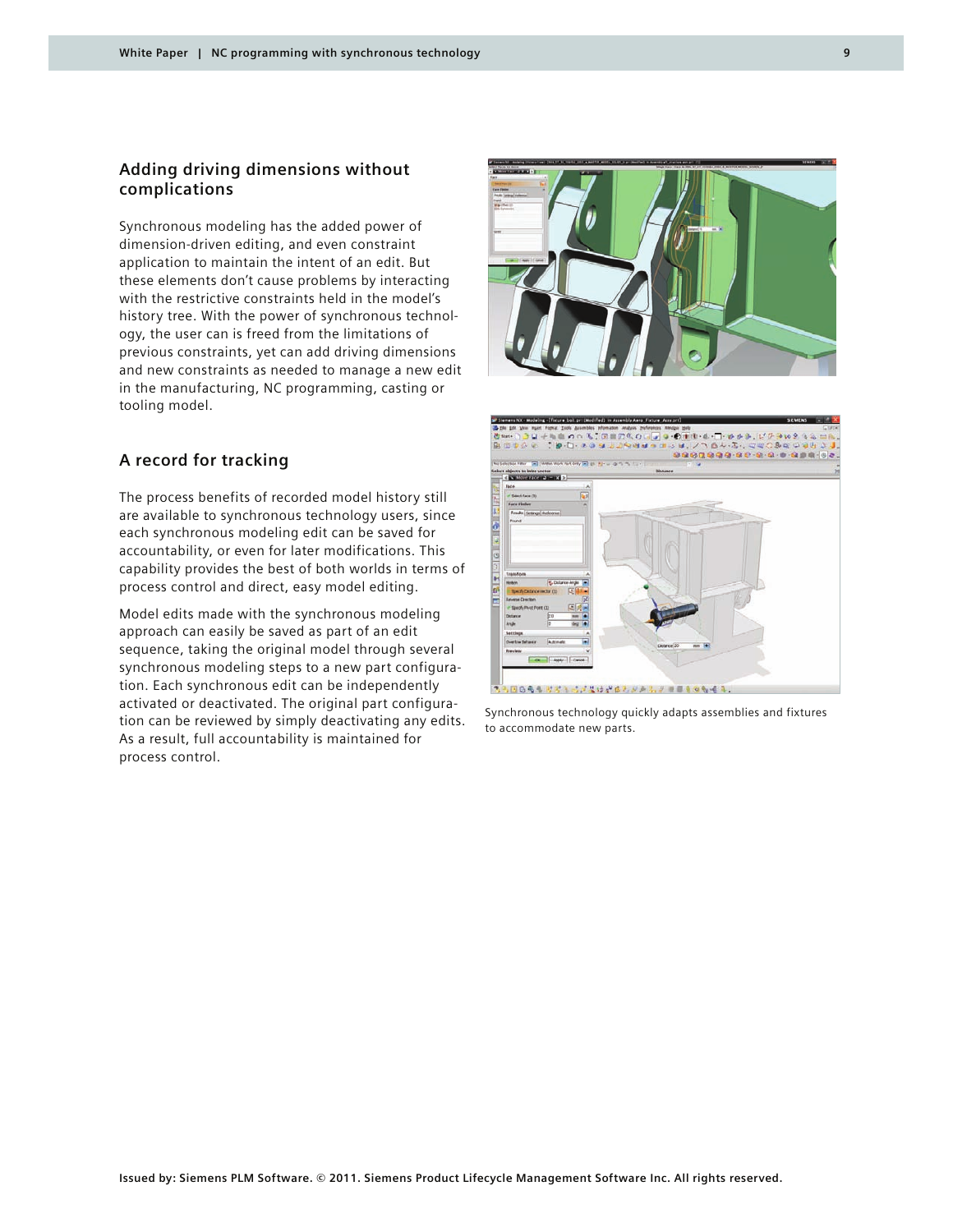## Adding driving dimensions without complications

Synchronous modeling has the added power of dimension-driven editing, and even constraint application to maintain the intent of an edit. But these elements don't cause problems by interacting with the restrictive constraints held in the model's history tree. With the power of synchronous technology, the user can is freed from the limitations of previous constraints, yet can add driving dimensions and new constraints as needed to manage a new edit in the manufacturing, NC programming, casting or tooling model.

## A record for tracking

The process benefits of recorded model history still are available to synchronous technology users, since each synchronous modeling edit can be saved for accountability, or even for later modifications. This capability provides the best of both worlds in terms of process control and direct, easy model editing.

Model edits made with the synchronous modeling approach can easily be saved as part of an edit sequence, taking the original model through several synchronous modeling steps to a new part configuration. Each synchronous edit can be independently activated or deactivated. The original part configuration can be reviewed by simply deactivating any edits. As a result, full accountability is maintained for process control.

Synchronous technology quickly adapts assemblies and fixtures to accommodate new parts.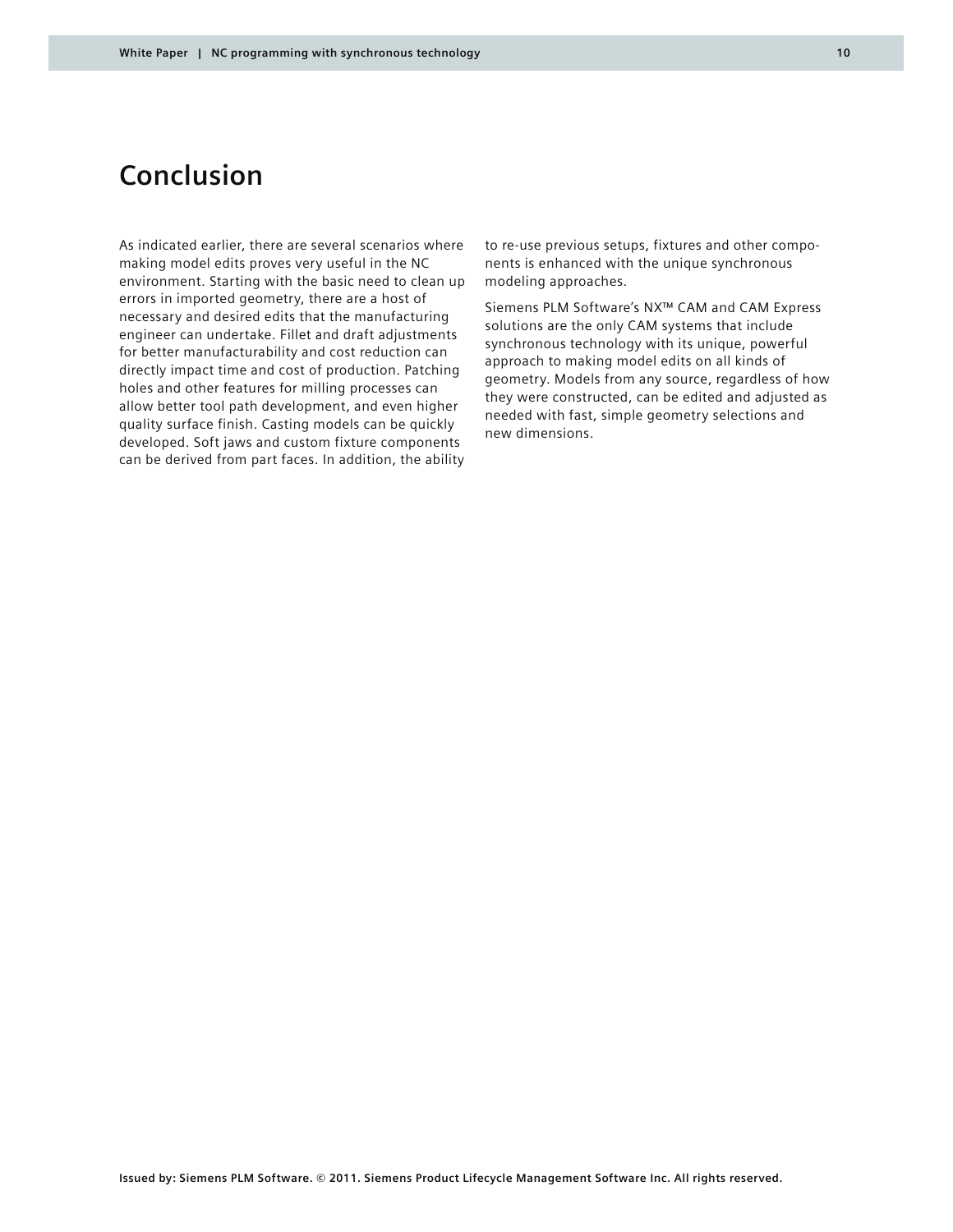# Conclusion

As indicated earlier, there are several scenarios where making model edits proves very useful in the NC environment. Starting with the basic need to clean up errors in imported geometry, there are a host of necessary and desired edits that the manufacturing engineer can undertake. Fillet and draft adjustments for better manufacturability and cost reduction can directly impact time and cost of production. Patching holes and other features for milling processes can allow better tool path development, and even higher quality surface finish. Casting models can be quickly developed. Soft jaws and custom fixture components can be derived from part faces. In addition, the ability to re-use previous setups, fixtures and other components is enhanced with the unique synchronous modeling approaches.

Siemens PLM Software's NX™ CAM and CAM Express solutions are the only CAM systems that include synchronous technology with its unique, powerful approach to making model edits on all kinds of geometry. Models from any source, regardless of how they were constructed, can be edited and adjusted as needed with fast, simple geometry selections and new dimensions.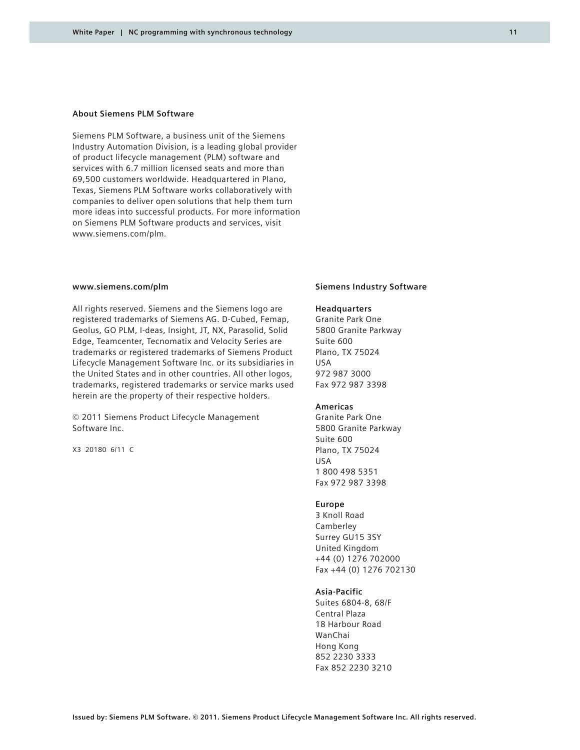**About Siemens PLM Software**

Siemens PLM Software, a business unit of the Siemens Industry Automation Division, is a leading global provider of product lifecycle management (PLM) software and services with 6.7 million licensed seats and more than 69,500 customers worldwide. Headquartered in Plano, Texas, Siemens PLM Software works collaboratively with companies to deliver open solutions that help them turn more ideas into successful products. For more information on Siemens PLM Software products and services, visit www.siemens.com/plm.

**www.siemens.com/plm**

All rights reserved. Siemens and the Siemens logo are registered trademarks of Siemens AG. D-Cubed, Femap, Geolus, GO PLM, I-deas, Insight, JT, NX, Parasolid, Solid Edge, Teamcenter, Tecnomatix and Velocity Series are trademarks or registered trademarks of Siemens Product Lifecycle Management Software Inc. or its subsidiaries in the United States and in other countries. All other logos, trademarks, registered trademarks or service marks used herein are the property of their respective holders.

© 2011 Siemens Product Lifecycle Management Software Inc.

X3 20180 6/11 C

**Siemens Industry Software**

**Headquarters**
Granite Park One
5800 Granite Parkway
Suite 600
Plano, TX 75024
USA
972 987 3000
Fax 972 987 3398

**Americas**
Granite Park One
5800 Granite Parkway
Suite 600
Plano, TX 75024
USA
1 800 498 5351
Fax 972 987 3398

**Europe**
3 Knoll Road
Camberley
Surrey GU15 3SY
United Kingdom
+44 (0) 1276 702000
Fax +44 (0) 1276 702130

**Asia-Pacific**
Suites 6804-8, 68/F
Central Plaza
18 Harbour Road
WanChai
Hong Kong
852 2230 3333
Fax 852 2230 3210

**Issued by: Siemens PLM Software. © 2011. Siemens Product Lifecycle Management Software Inc. All rights reserved.**